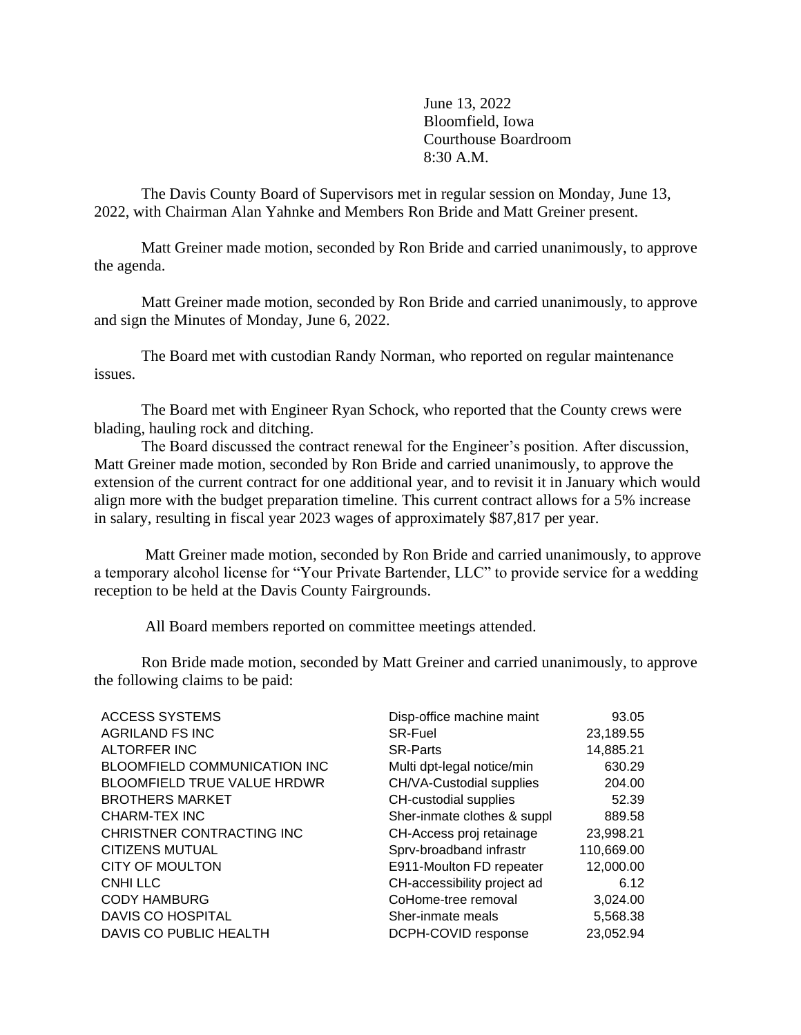June 13, 2022
Bloomfield, Iowa
Courthouse Boardroom
8:30 A.M.

The Davis County Board of Supervisors met in regular session on Monday, June 13, 2022, with Chairman Alan Yahnke and Members Ron Bride and Matt Greiner present.

Matt Greiner made motion, seconded by Ron Bride and carried unanimously, to approve the agenda.

Matt Greiner made motion, seconded by Ron Bride and carried unanimously, to approve and sign the Minutes of Monday, June 6, 2022.

The Board met with custodian Randy Norman, who reported on regular maintenance issues.

The Board met with Engineer Ryan Schock, who reported that the County crews were blading, hauling rock and ditching.

The Board discussed the contract renewal for the Engineer's position. After discussion, Matt Greiner made motion, seconded by Ron Bride and carried unanimously, to approve the extension of the current contract for one additional year, and to revisit it in January which would align more with the budget preparation timeline. This current contract allows for a 5% increase in salary, resulting in fiscal year 2023 wages of approximately $87,817 per year.

Matt Greiner made motion, seconded by Ron Bride and carried unanimously, to approve a temporary alcohol license for "Your Private Bartender, LLC" to provide service for a wedding reception to be held at the Davis County Fairgrounds.

All Board members reported on committee meetings attended.

Ron Bride made motion, seconded by Matt Greiner and carried unanimously, to approve the following claims to be paid:

| | | |
|---|---|---|
| ACCESS SYSTEMS | Disp-office machine maint | 93.05 |
| AGRILAND FS INC | SR-Fuel | 23,189.55 |
| ALTORFER INC | SR-Parts | 14,885.21 |
| BLOOMFIELD COMMUNICATION INC | Multi dpt-legal notice/min | 630.29 |
| BLOOMFIELD TRUE VALUE HRDWR | CH/VA-Custodial supplies | 204.00 |
| BROTHERS MARKET | CH-custodial supplies | 52.39 |
| CHARM-TEX INC | Sher-inmate clothes & suppl | 889.58 |
| CHRISTNER CONTRACTING INC | CH-Access proj retainage | 23,998.21 |
| CITIZENS MUTUAL | Sprv-broadband infrastr | 110,669.00 |
| CITY OF MOULTON | E911-Moulton FD repeater | 12,000.00 |
| CNHI LLC | CH-accessibility project ad | 6.12 |
| CODY HAMBURG | CoHome-tree removal | 3,024.00 |
| DAVIS CO HOSPITAL | Sher-inmate meals | 5,568.38 |
| DAVIS CO PUBLIC HEALTH | DCPH-COVID response | 23,052.94 |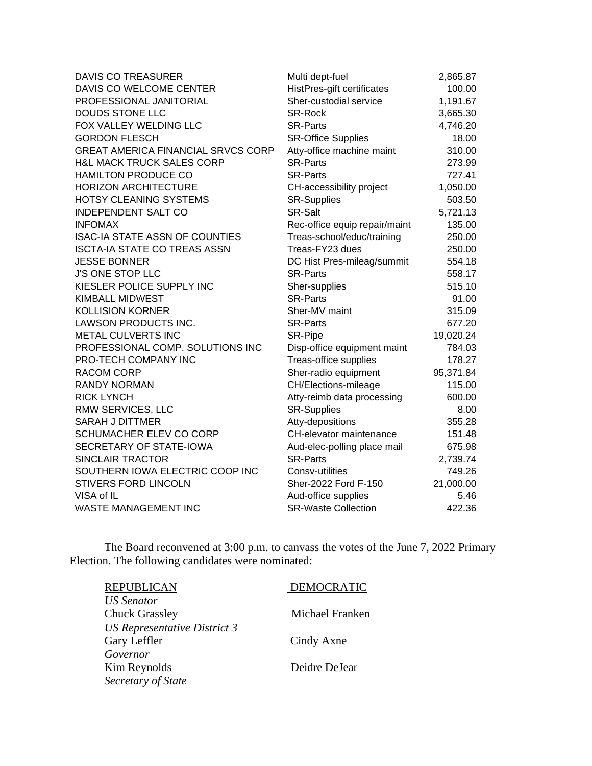| | | |
|---|---|---|
| DAVIS CO TREASURER | Multi dept-fuel | 2,865.87 |
| DAVIS CO WELCOME CENTER | HistPres-gift certificates | 100.00 |
| PROFESSIONAL JANITORIAL | Sher-custodial service | 1,191.67 |
| DOUDS STONE LLC | SR-Rock | 3,665.30 |
| FOX VALLEY WELDING LLC | SR-Parts | 4,746.20 |
| GORDON FLESCH | SR-Office Supplies | 18.00 |
| GREAT AMERICA FINANCIAL SRVCS CORP | Atty-office machine maint | 310.00 |
| H&L MACK TRUCK SALES CORP | SR-Parts | 273.99 |
| HAMILTON PRODUCE CO | SR-Parts | 727.41 |
| HORIZON ARCHITECTURE | CH-accessibility project | 1,050.00 |
| HOTSY CLEANING SYSTEMS | SR-Supplies | 503.50 |
| INDEPENDENT SALT CO | SR-Salt | 5,721.13 |
| INFOMAX | Rec-office equip repair/maint | 135.00 |
| ISAC-IA STATE ASSN OF COUNTIES | Treas-school/educ/training | 250.00 |
| ISCTA-IA STATE CO TREAS ASSN | Treas-FY23 dues | 250.00 |
| JESSE BONNER | DC Hist Pres-mileag/summit | 554.18 |
| J'S ONE STOP LLC | SR-Parts | 558.17 |
| KIESLER POLICE SUPPLY INC | Sher-supplies | 515.10 |
| KIMBALL MIDWEST | SR-Parts | 91.00 |
| KOLLISION KORNER | Sher-MV maint | 315.09 |
| LAWSON PRODUCTS INC. | SR-Parts | 677.20 |
| METAL CULVERTS INC | SR-Pipe | 19,020.24 |
| PROFESSIONAL COMP. SOLUTIONS INC | Disp-office equipment maint | 784.03 |
| PRO-TECH COMPANY INC | Treas-office supplies | 178.27 |
| RACOM CORP | Sher-radio equipment | 95,371.84 |
| RANDY NORMAN | CH/Elections-mileage | 115.00 |
| RICK LYNCH | Atty-reimb data processing | 600.00 |
| RMW SERVICES, LLC | SR-Supplies | 8.00 |
| SARAH J DITTMER | Atty-depositions | 355.28 |
| SCHUMACHER ELEV CO CORP | CH-elevator maintenance | 151.48 |
| SECRETARY OF STATE-IOWA | Aud-elec-polling place mail | 675.98 |
| SINCLAIR TRACTOR | SR-Parts | 2,739.74 |
| SOUTHERN IOWA ELECTRIC COOP INC | Consv-utilities | 749.26 |
| STIVERS FORD LINCOLN | Sher-2022 Ford F-150 | 21,000.00 |
| VISA of IL | Aud-office supplies | 5.46 |
| WASTE MANAGEMENT INC | SR-Waste Collection | 422.36 |

The Board reconvened at 3:00 p.m. to canvass the votes of the June 7, 2022 Primary Election. The following candidates were nominated:

| REPUBLICAN | DEMOCRATIC |
|---|---|
| *US Senator* | |
| Chuck Grassley | Michael Franken |
| *US Representative District 3* | |
| Gary Leffler | Cindy Axne |
| *Governor* | |
| Kim Reynolds | Deidre DeJear |
| *Secretary of State* | |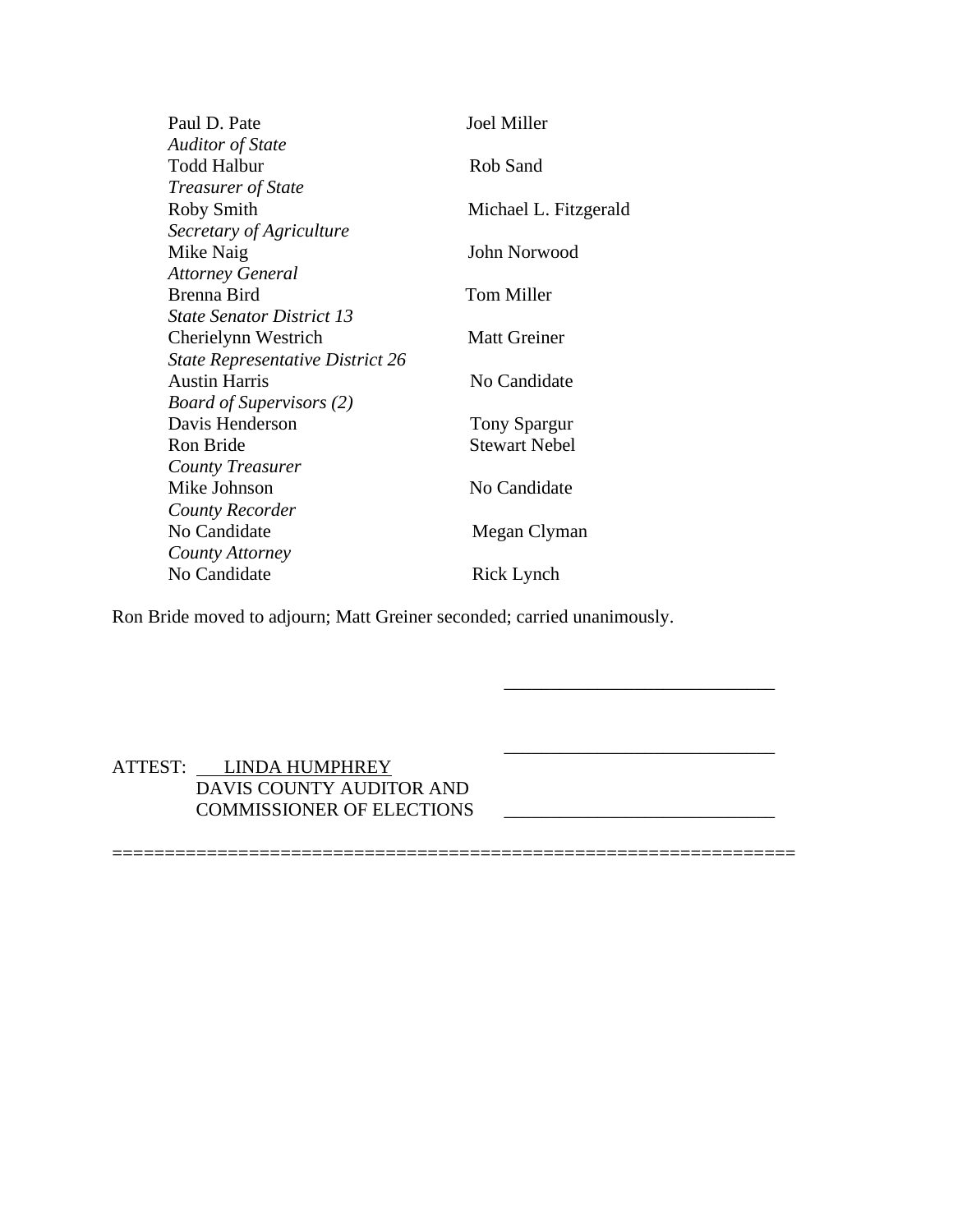| | |
|---|---|
| Paul D. Pate | Joel Miller |
| *Auditor of State* | |
| Todd Halbur | Rob Sand |
| *Treasurer of State* | |
| Roby Smith | Michael L. Fitzgerald |
| *Secretary of Agriculture* | |
| Mike Naig | John Norwood |
| *Attorney General* | |
| Brenna Bird | Tom Miller |
| *State Senator District 13* | |
| Cherielynn Westrich | Matt Greiner |
| *State Representative District 26* | |
| Austin Harris | No Candidate |
| *Board of Supervisors (2)* | |
| Davis Henderson | Tony Spargur |
| Ron Bride | Stewart Nebel |
| *County Treasurer* | |
| Mike Johnson | No Candidate |
| *County Recorder* | |
| No Candidate | Megan Clyman |
| *County Attorney* | |
| No Candidate | Rick Lynch |

Ron Bride moved to adjourn; Matt Greiner seconded; carried unanimously.

\_\_\_\_\_\_\_\_\_\_\_\_\_\_\_\_\_\_\_\_\_\_\_\_\_\_\_\_

\_\_\_\_\_\_\_\_\_\_\_\_\_\_\_\_\_\_\_\_\_\_\_\_\_\_\_\_

ATTEST: LINDA HUMPHREY
DAVIS COUNTY AUDITOR AND
COMMISSIONER OF ELECTIONS \_\_\_\_\_\_\_\_\_\_\_\_\_\_\_\_\_\_\_\_\_\_\_\_\_\_\_\_

================================================================